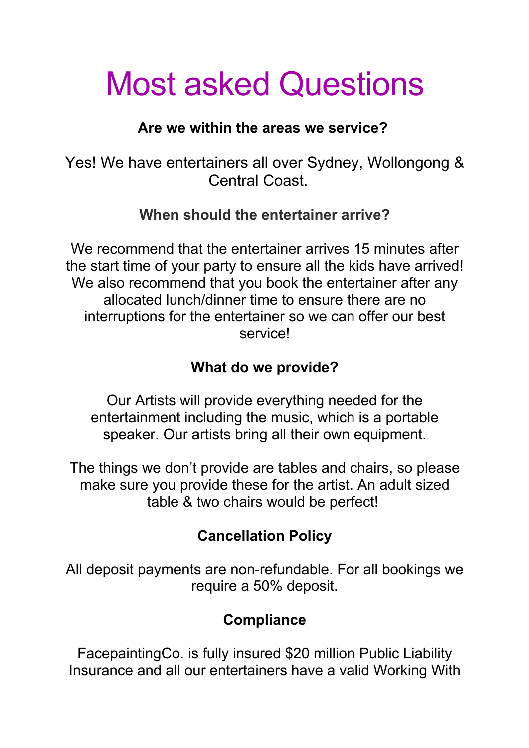# Most asked Questions

**Are we within the areas we service?**

Yes! We have entertainers all over Sydney, Wollongong & Central Coast.

**When should the entertainer arrive?**

We recommend that the entertainer arrives 15 minutes after the start time of your party to ensure all the kids have arrived! We also recommend that you book the entertainer after any allocated lunch/dinner time to ensure there are no interruptions for the entertainer so we can offer our best service!

**What do we provide?**

Our Artists will provide everything needed for the entertainment including the music, which is a portable speaker. Our artists bring all their own equipment.

The things we don't provide are tables and chairs, so please make sure you provide these for the artist. An adult sized table & two chairs would be perfect!

**Cancellation Policy**

All deposit payments are non-refundable. For all bookings we require a 50% deposit.

**Compliance**

FacepaintingCo. is fully insured $20 million Public Liability Insurance and all our entertainers have a valid Working With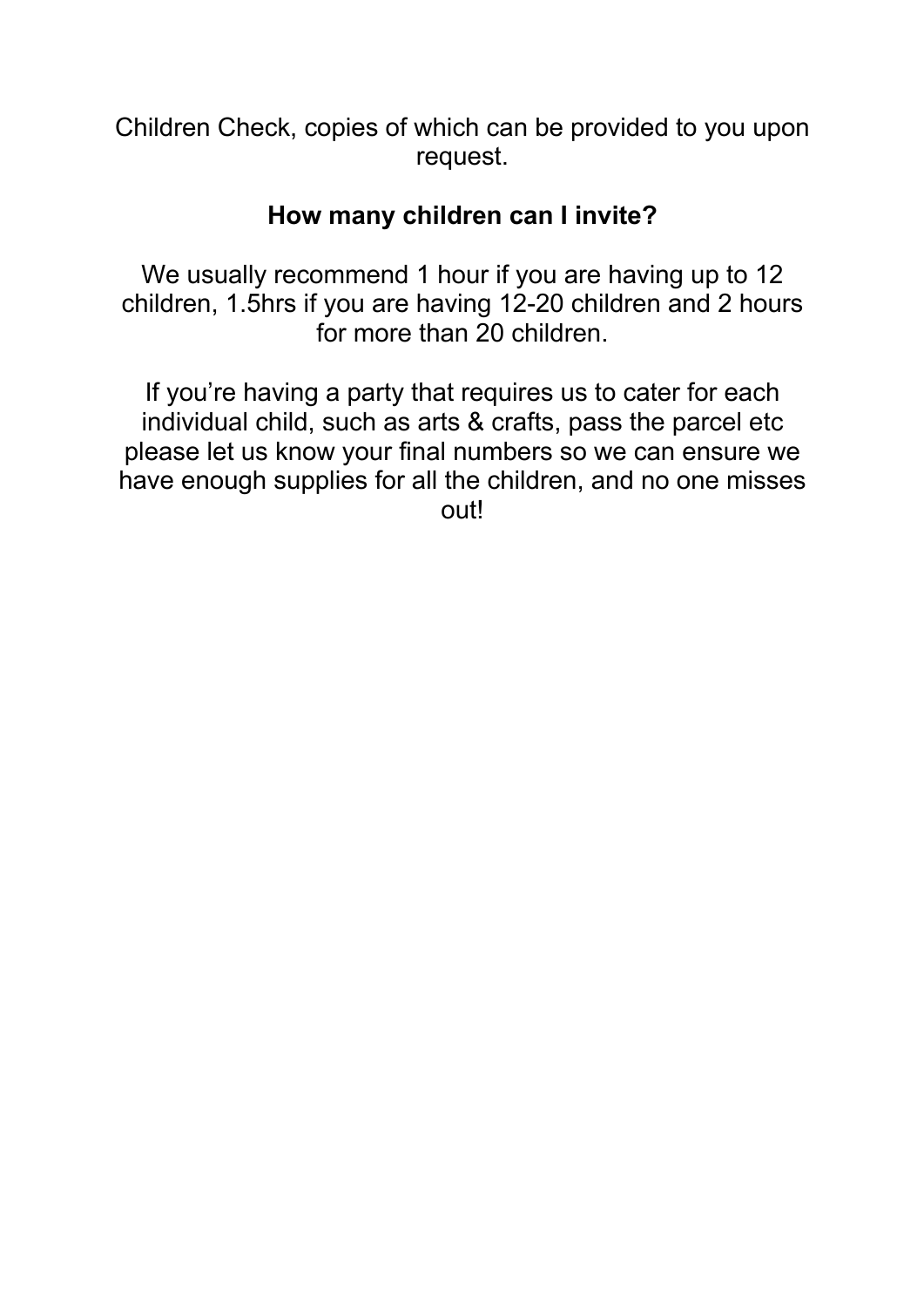Children Check, copies of which can be provided to you upon request.

**How many children can I invite?**

We usually recommend 1 hour if you are having up to 12 children, 1.5hrs if you are having 12-20 children and 2 hours for more than 20 children.

If you're having a party that requires us to cater for each individual child, such as arts & crafts, pass the parcel etc please let us know your final numbers so we can ensure we have enough supplies for all the children, and no one misses out!